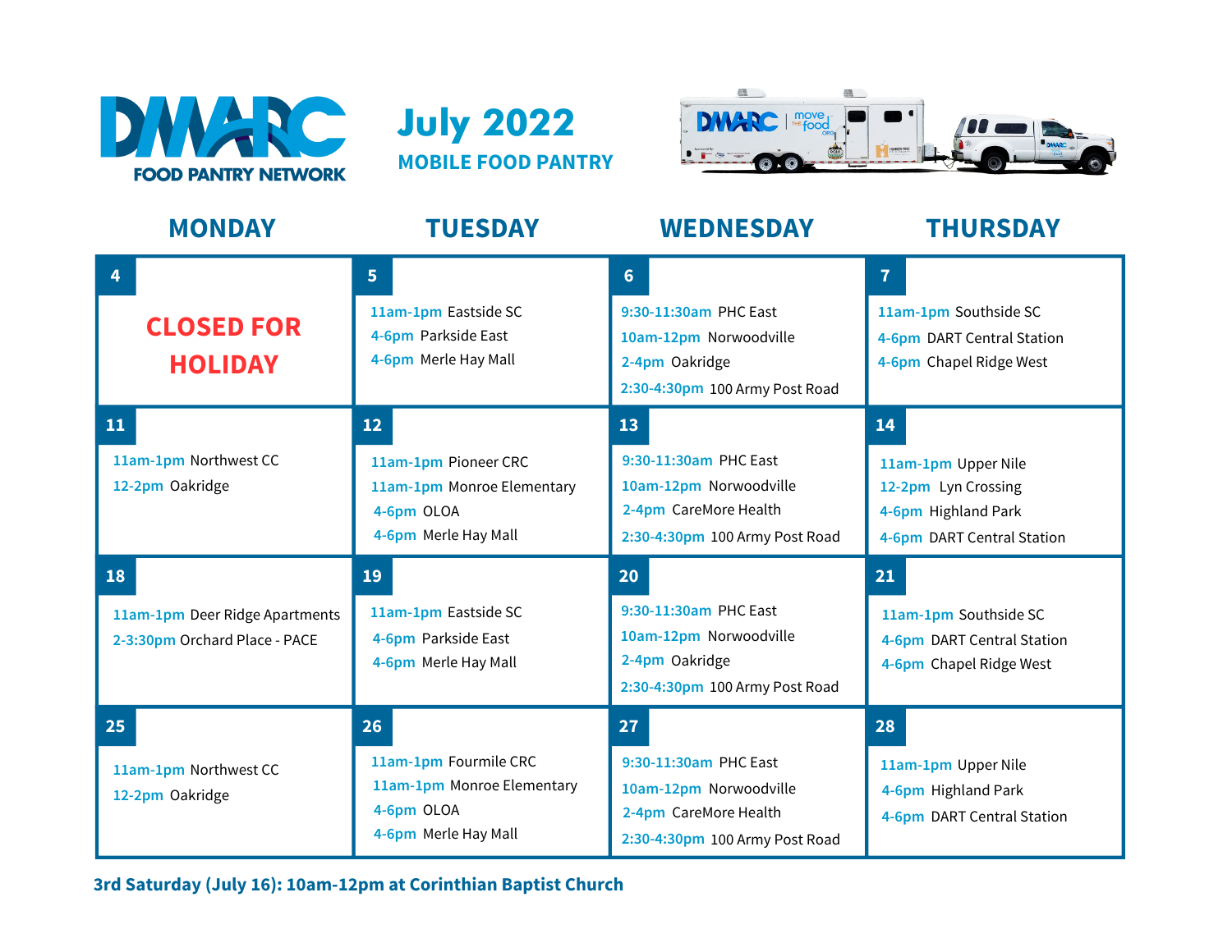# DMARC FOOD PANTRY NETWORK

## July 2022

### MOBILE FOOD PANTRY

| MONDAY | TUESDAY | WEDNESDAY | THURSDAY |
|---|---|---|---|
| **4**<br>**CLOSED FOR HOLIDAY** | **5**<br>11am-1pm Eastside SC<br>4-6pm Parkside East<br>4-6pm Merle Hay Mall | **6**<br>9:30-11:30am PHC East<br>10am-12pm Norwoodville<br>2-4pm Oakridge<br>2:30-4:30pm 100 Army Post Road | **7**<br>11am-1pm Southside SC<br>4-6pm DART Central Station<br>4-6pm Chapel Ridge West |
| **11**<br>11am-1pm Northwest CC<br>12-2pm Oakridge | **12**<br>11am-1pm Pioneer CRC<br>11am-1pm Monroe Elementary<br>4-6pm OLOA<br>4-6pm Merle Hay Mall | **13**<br>9:30-11:30am PHC East<br>10am-12pm Norwoodville<br>2-4pm CareMore Health<br>2:30-4:30pm 100 Army Post Road | **14**<br>11am-1pm Upper Nile<br>12-2pm Lyn Crossing<br>4-6pm Highland Park<br>4-6pm DART Central Station |
| **18**<br>11am-1pm Deer Ridge Apartments<br>2-3:30pm Orchard Place - PACE | **19**<br>11am-1pm Eastside SC<br>4-6pm Parkside East<br>4-6pm Merle Hay Mall | **20**<br>9:30-11:30am PHC East<br>10am-12pm Norwoodville<br>2-4pm Oakridge<br>2:30-4:30pm 100 Army Post Road | **21**<br>11am-1pm Southside SC<br>4-6pm DART Central Station<br>4-6pm Chapel Ridge West |
| **25**<br>11am-1pm Northwest CC<br>12-2pm Oakridge | **26**<br>11am-1pm Fourmile CRC<br>11am-1pm Monroe Elementary<br>4-6pm OLOA<br>4-6pm Merle Hay Mall | **27**<br>9:30-11:30am PHC East<br>10am-12pm Norwoodville<br>2-4pm CareMore Health<br>2:30-4:30pm 100 Army Post Road | **28**<br>11am-1pm Upper Nile<br>4-6pm Highland Park<br>4-6pm DART Central Station |

**3rd Saturday (July 16): 10am-12pm at Corinthian Baptist Church**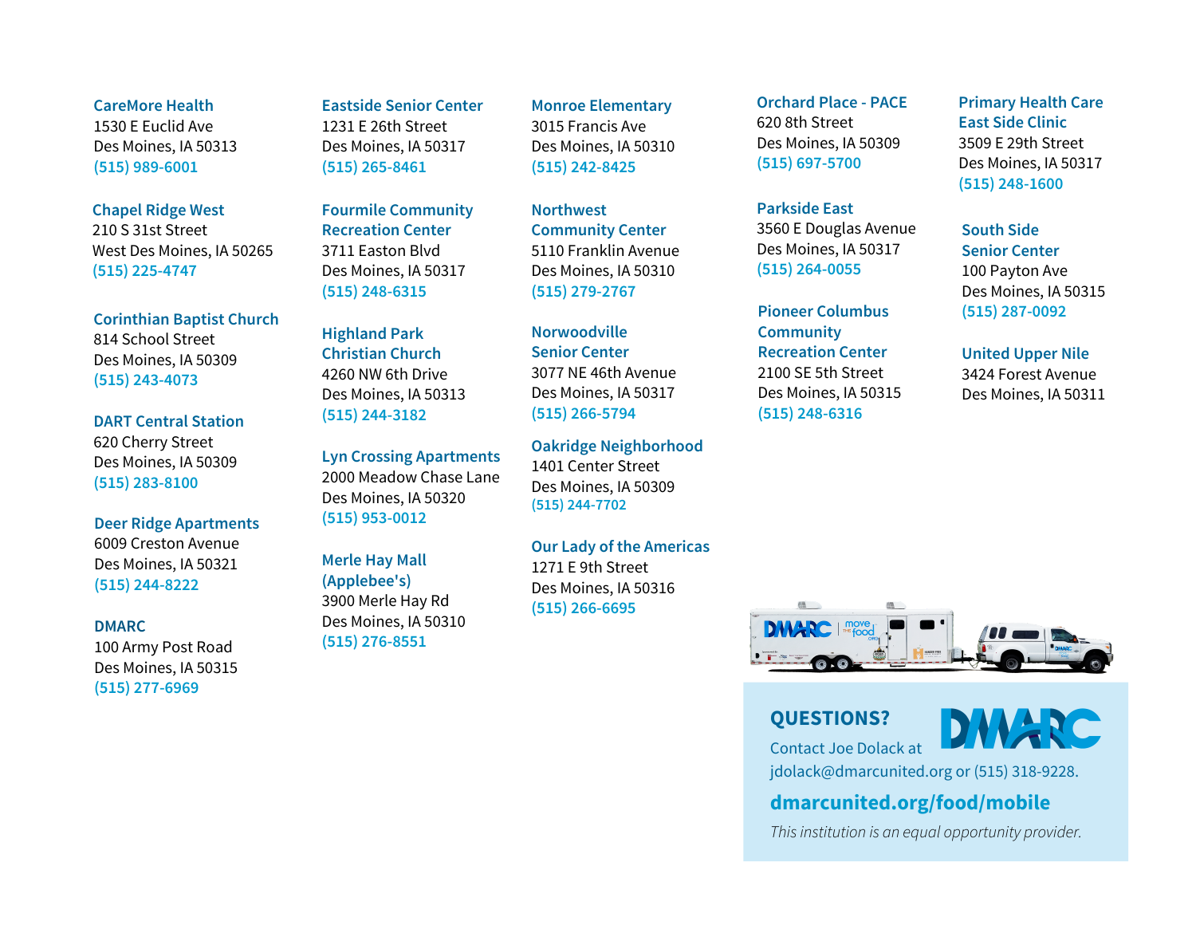**CareMore Health**
1530 E Euclid Ave
Des Moines, IA 50313
(515) 989-6001

**Chapel Ridge West**
210 S 31st Street
West Des Moines, IA 50265
(515) 225-4747

**Corinthian Baptist Church**
814 School Street
Des Moines, IA 50309
(515) 243-4073

**DART Central Station**
620 Cherry Street
Des Moines, IA 50309
(515) 283-8100

**Deer Ridge Apartments**
6009 Creston Avenue
Des Moines, IA 50321
(515) 244-8222

**DMARC**
100 Army Post Road
Des Moines, IA 50315
(515) 277-6969

**Eastside Senior Center**
1231 E 26th Street
Des Moines, IA 50317
(515) 265-8461

**Fourmile Community Recreation Center**
3711 Easton Blvd
Des Moines, IA 50317
(515) 248-6315

**Highland Park Christian Church**
4260 NW 6th Drive
Des Moines, IA 50313
(515) 244-3182

**Lyn Crossing Apartments**
2000 Meadow Chase Lane
Des Moines, IA 50320
(515) 953-0012

**Merle Hay Mall (Applebee's)**
3900 Merle Hay Rd
Des Moines, IA 50310
(515) 276-8551

**Monroe Elementary**
3015 Francis Ave
Des Moines, IA 50310
(515) 242-8425

**Northwest Community Center**
5110 Franklin Avenue
Des Moines, IA 50310
(515) 279-2767

**Norwoodville Senior Center**
3077 NE 46th Avenue
Des Moines, IA 50317
(515) 266-5794

**Oakridge Neighborhood**
1401 Center Street
Des Moines, IA 50309
(515) 244-7702

**Our Lady of the Americas**
1271 E 9th Street
Des Moines, IA 50316
(515) 266-6695

**Orchard Place - PACE**
620 8th Street
Des Moines, IA 50309
(515) 697-5700

**Parkside East**
3560 E Douglas Avenue
Des Moines, IA 50317
(515) 264-0055

**Pioneer Columbus Community Recreation Center**
2100 SE 5th Street
Des Moines, IA 50315
(515) 248-6316

**Primary Health Care East Side Clinic**
3509 E 29th Street
Des Moines, IA 50317
(515) 248-1600

**South Side Senior Center**
100 Payton Ave
Des Moines, IA 50315
(515) 287-0092

**United Upper Nile**
3424 Forest Avenue
Des Moines, IA 50311

## QUESTIONS?

Contact Joe Dolack at jdolack@dmarcunited.org or (515) 318-9228.

**dmarcunited.org/food/mobile**

*This institution is an equal opportunity provider.*